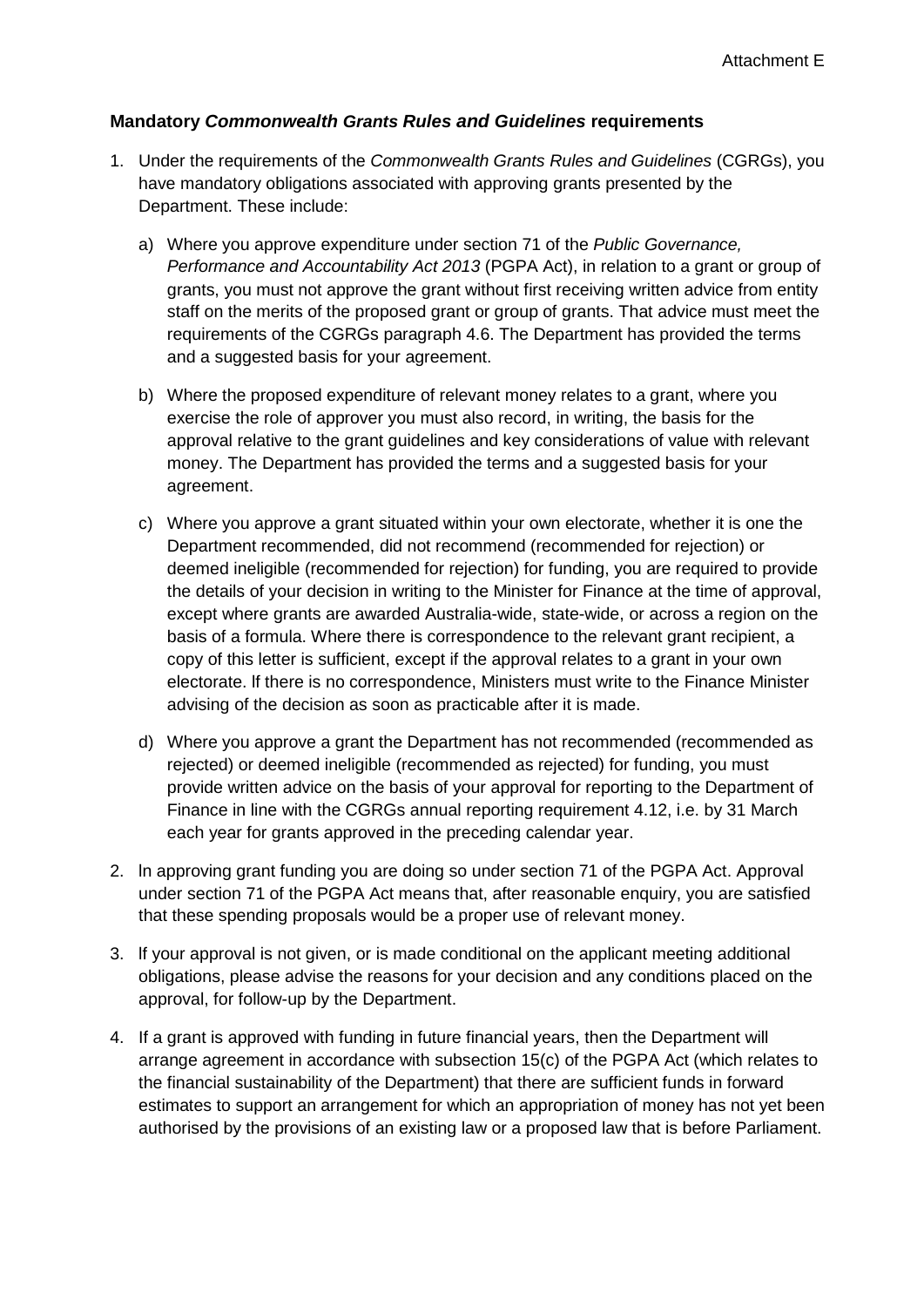Attachment E

**Mandatory *Commonwealth Grants Rules and Guidelines* requirements**

1. Under the requirements of the *Commonwealth Grants Rules and Guidelines* (CGRGs), you have mandatory obligations associated with approving grants presented by the Department. These include:

   a) Where you approve expenditure under section 71 of the *Public Governance, Performance and Accountability Act 2013* (PGPA Act), in relation to a grant or group of grants, you must not approve the grant without first receiving written advice from entity staff on the merits of the proposed grant or group of grants. That advice must meet the requirements of the CGRGs paragraph 4.6. The Department has provided the terms and a suggested basis for your agreement.

   b) Where the proposed expenditure of relevant money relates to a grant, where you exercise the role of approver you must also record, in writing, the basis for the approval relative to the grant guidelines and key considerations of value with relevant money. The Department has provided the terms and a suggested basis for your agreement.

   c) Where you approve a grant situated within your own electorate, whether it is one the Department recommended, did not recommend (recommended for rejection) or deemed ineligible (recommended for rejection) for funding, you are required to provide the details of your decision in writing to the Minister for Finance at the time of approval, except where grants are awarded Australia-wide, state-wide, or across a region on the basis of a formula. Where there is correspondence to the relevant grant recipient, a copy of this letter is sufficient, except if the approval relates to a grant in your own electorate. If there is no correspondence, Ministers must write to the Finance Minister advising of the decision as soon as practicable after it is made.

   d) Where you approve a grant the Department has not recommended (recommended as rejected) or deemed ineligible (recommended as rejected) for funding, you must provide written advice on the basis of your approval for reporting to the Department of Finance in line with the CGRGs annual reporting requirement 4.12, i.e. by 31 March each year for grants approved in the preceding calendar year.

2. In approving grant funding you are doing so under section 71 of the PGPA Act. Approval under section 71 of the PGPA Act means that, after reasonable enquiry, you are satisfied that these spending proposals would be a proper use of relevant money.

3. If your approval is not given, or is made conditional on the applicant meeting additional obligations, please advise the reasons for your decision and any conditions placed on the approval, for follow-up by the Department.

4. If a grant is approved with funding in future financial years, then the Department will arrange agreement in accordance with subsection 15(c) of the PGPA Act (which relates to the financial sustainability of the Department) that there are sufficient funds in forward estimates to support an arrangement for which an appropriation of money has not yet been authorised by the provisions of an existing law or a proposed law that is before Parliament.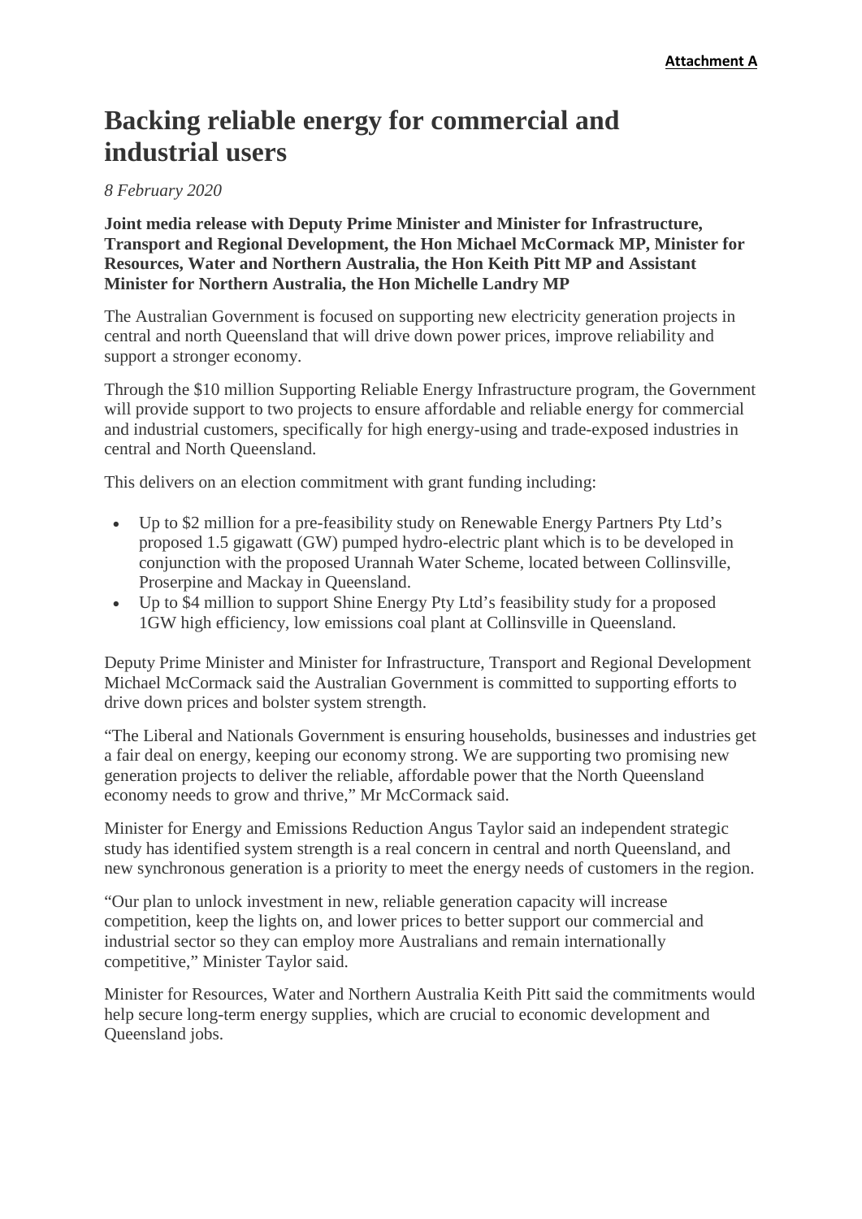**Attachment A**

# Backing reliable energy for commercial and industrial users

*8 February 2020*

**Joint media release with Deputy Prime Minister and Minister for Infrastructure, Transport and Regional Development, the Hon Michael McCormack MP, Minister for Resources, Water and Northern Australia, the Hon Keith Pitt MP and Assistant Minister for Northern Australia, the Hon Michelle Landry MP**

The Australian Government is focused on supporting new electricity generation projects in central and north Queensland that will drive down power prices, improve reliability and support a stronger economy.

Through the $10 million Supporting Reliable Energy Infrastructure program, the Government will provide support to two projects to ensure affordable and reliable energy for commercial and industrial customers, specifically for high energy-using and trade-exposed industries in central and North Queensland.

This delivers on an election commitment with grant funding including:

- Up to $2 million for a pre-feasibility study on Renewable Energy Partners Pty Ltd's proposed 1.5 gigawatt (GW) pumped hydro-electric plant which is to be developed in conjunction with the proposed Urannah Water Scheme, located between Collinsville, Proserpine and Mackay in Queensland.
- Up to $4 million to support Shine Energy Pty Ltd's feasibility study for a proposed 1GW high efficiency, low emissions coal plant at Collinsville in Queensland.

Deputy Prime Minister and Minister for Infrastructure, Transport and Regional Development Michael McCormack said the Australian Government is committed to supporting efforts to drive down prices and bolster system strength.

"The Liberal and Nationals Government is ensuring households, businesses and industries get a fair deal on energy, keeping our economy strong. We are supporting two promising new generation projects to deliver the reliable, affordable power that the North Queensland economy needs to grow and thrive," Mr McCormack said.

Minister for Energy and Emissions Reduction Angus Taylor said an independent strategic study has identified system strength is a real concern in central and north Queensland, and new synchronous generation is a priority to meet the energy needs of customers in the region.

"Our plan to unlock investment in new, reliable generation capacity will increase competition, keep the lights on, and lower prices to better support our commercial and industrial sector so they can employ more Australians and remain internationally competitive," Minister Taylor said.

Minister for Resources, Water and Northern Australia Keith Pitt said the commitments would help secure long-term energy supplies, which are crucial to economic development and Queensland jobs.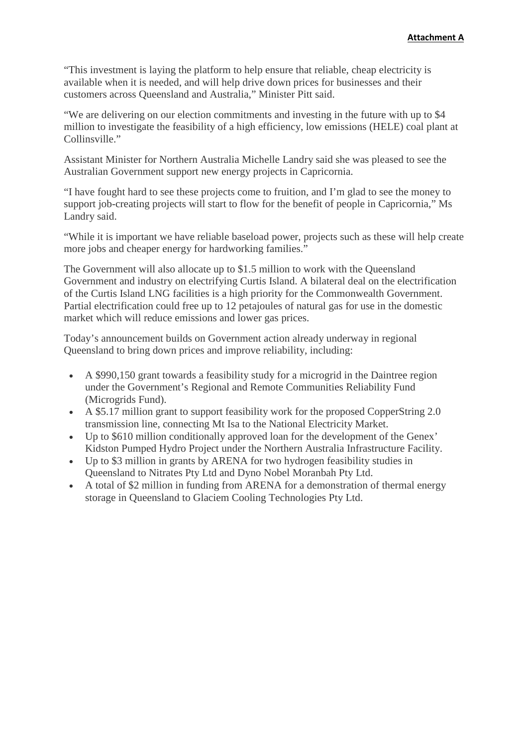**Attachment A**

"This investment is laying the platform to help ensure that reliable, cheap electricity is available when it is needed, and will help drive down prices for businesses and their customers across Queensland and Australia," Minister Pitt said.

"We are delivering on our election commitments and investing in the future with up to $4 million to investigate the feasibility of a high efficiency, low emissions (HELE) coal plant at Collinsville."

Assistant Minister for Northern Australia Michelle Landry said she was pleased to see the Australian Government support new energy projects in Capricornia.

"I have fought hard to see these projects come to fruition, and I'm glad to see the money to support job-creating projects will start to flow for the benefit of people in Capricornia," Ms Landry said.

"While it is important we have reliable baseload power, projects such as these will help create more jobs and cheaper energy for hardworking families."

The Government will also allocate up to $1.5 million to work with the Queensland Government and industry on electrifying Curtis Island. A bilateral deal on the electrification of the Curtis Island LNG facilities is a high priority for the Commonwealth Government. Partial electrification could free up to 12 petajoules of natural gas for use in the domestic market which will reduce emissions and lower gas prices.

Today's announcement builds on Government action already underway in regional Queensland to bring down prices and improve reliability, including:

- A $990,150 grant towards a feasibility study for a microgrid in the Daintree region under the Government's Regional and Remote Communities Reliability Fund (Microgrids Fund).
- A $5.17 million grant to support feasibility work for the proposed CopperString 2.0 transmission line, connecting Mt Isa to the National Electricity Market.
- Up to $610 million conditionally approved loan for the development of the Genex' Kidston Pumped Hydro Project under the Northern Australia Infrastructure Facility.
- Up to $3 million in grants by ARENA for two hydrogen feasibility studies in Queensland to Nitrates Pty Ltd and Dyno Nobel Moranbah Pty Ltd.
- A total of $2 million in funding from ARENA for a demonstration of thermal energy storage in Queensland to Glaciem Cooling Technologies Pty Ltd.